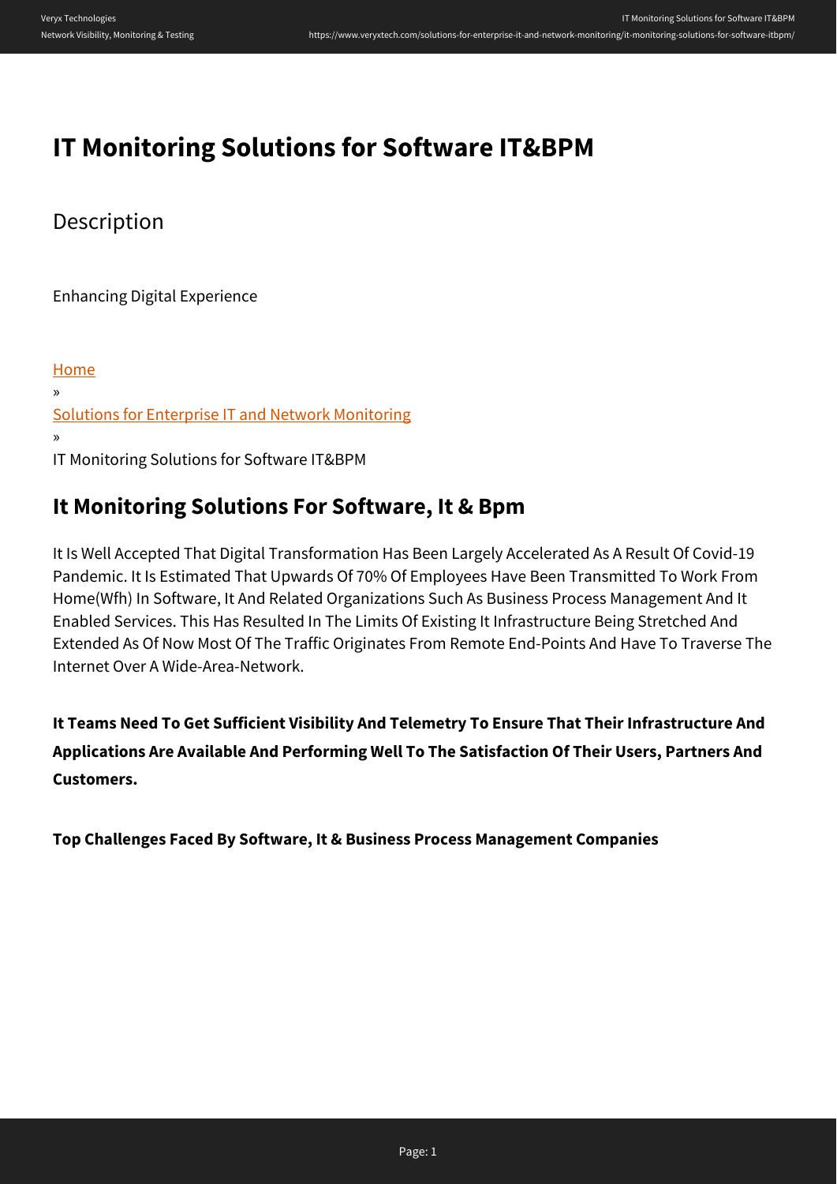# IT Monitoring Solutions for Software IT&BPM

## Description

Enhancing Digital Experience

Home
»
Solutions for Enterprise IT and Network Monitoring
»
IT Monitoring Solutions for Software IT&BPM

## It Monitoring Solutions For Software, It & Bpm

It Is Well Accepted That Digital Transformation Has Been Largely Accelerated As A Result Of Covid-19 Pandemic. It Is Estimated That Upwards Of 70% Of Employees Have Been Transmitted To Work From Home(Wfh) In Software, It And Related Organizations Such As Business Process Management And It Enabled Services. This Has Resulted In The Limits Of Existing It Infrastructure Being Stretched And Extended As Of Now Most Of The Traffic Originates From Remote End-Points And Have To Traverse The Internet Over A Wide-Area-Network.

**It Teams Need To Get Sufficient Visibility And Telemetry To Ensure That Their Infrastructure And Applications Are Available And Performing Well To The Satisfaction Of Their Users, Partners And Customers.**

**Top Challenges Faced By Software, It & Business Process Management Companies**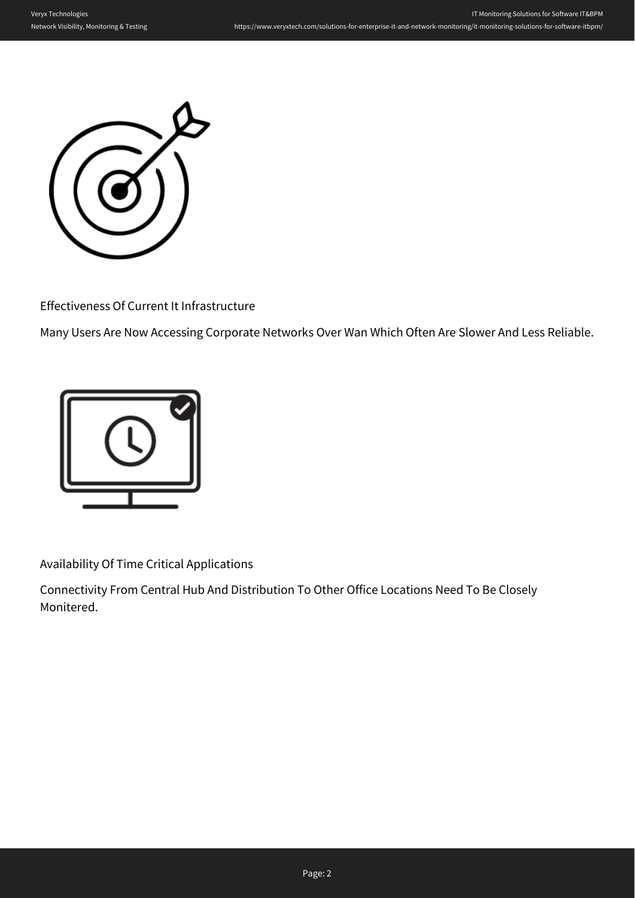Effectiveness Of Current It Infrastructure

Many Users Are Now Accessing Corporate Networks Over Wan Which Often Are Slower And Less Reliable.

Availability Of Time Critical Applications

Connectivity From Central Hub And Distribution To Other Office Locations Need To Be Closely Monitered.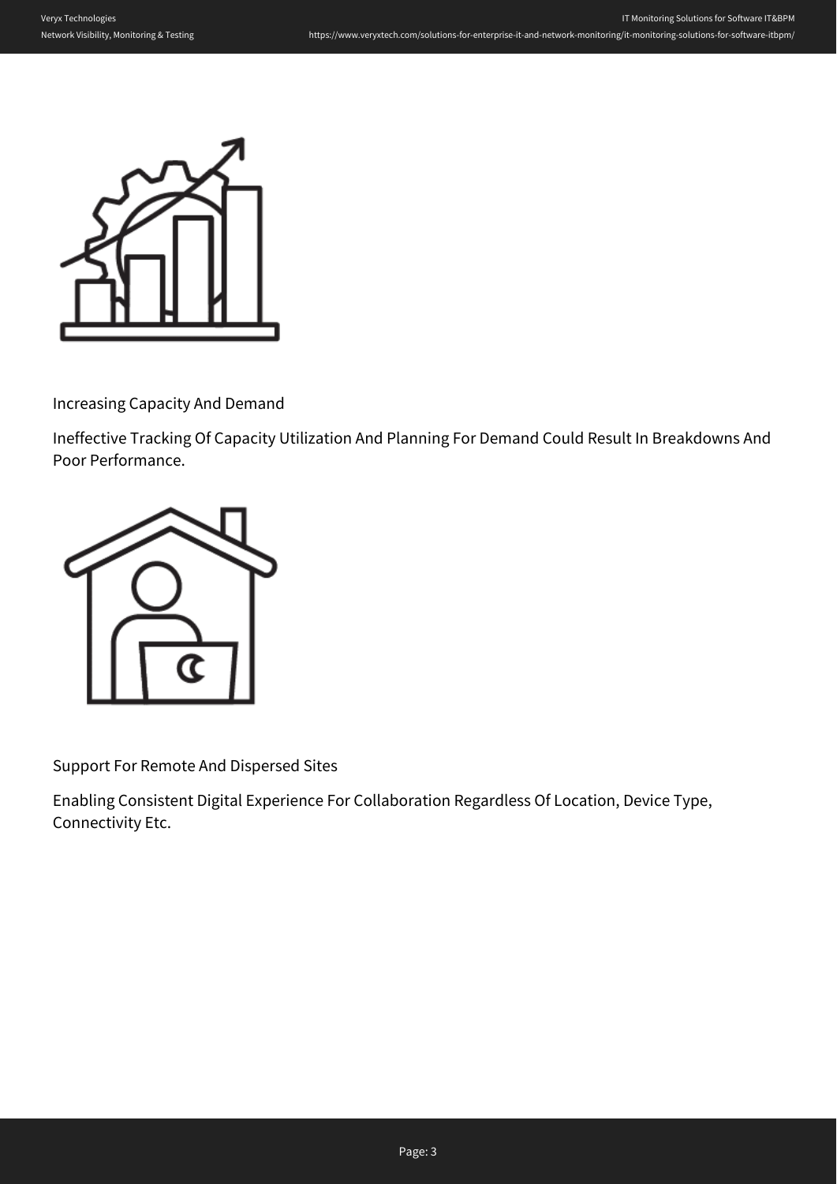Increasing Capacity And Demand

Ineffective Tracking Of Capacity Utilization And Planning For Demand Could Result In Breakdowns And Poor Performance.

Support For Remote And Dispersed Sites

Enabling Consistent Digital Experience For Collaboration Regardless Of Location, Device Type, Connectivity Etc.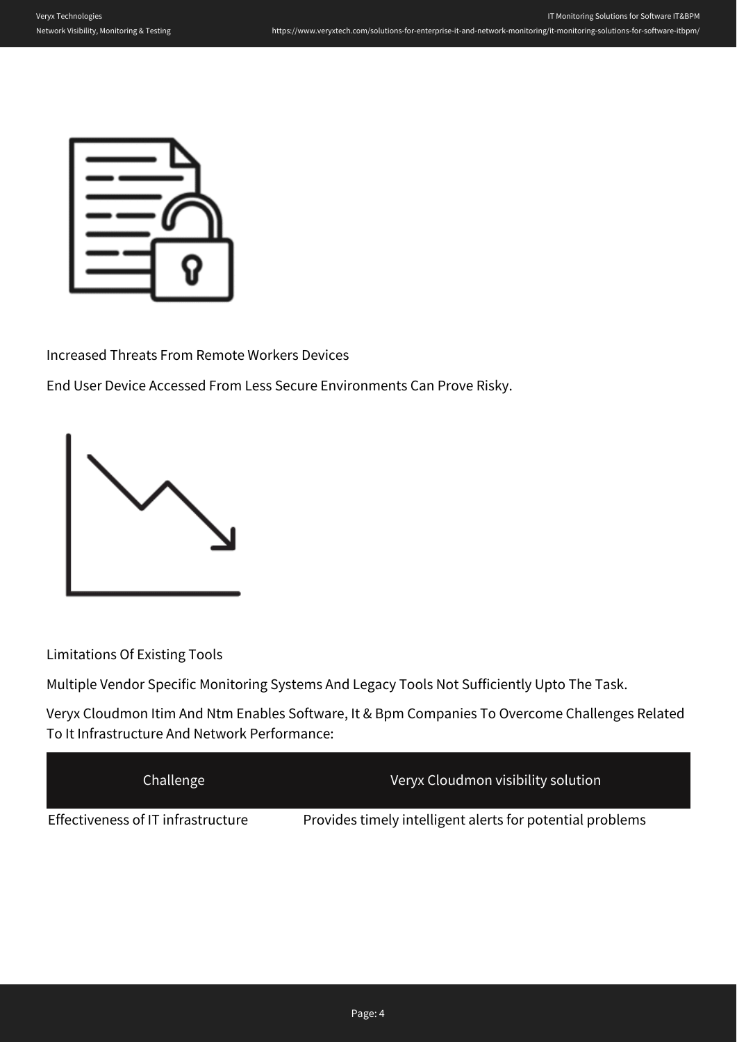Increased Threats From Remote Workers Devices

End User Device Accessed From Less Secure Environments Can Prove Risky.

Limitations Of Existing Tools

Multiple Vendor Specific Monitoring Systems And Legacy Tools Not Sufficiently Upto The Task.

Veryx Cloudmon Itim And Ntm Enables Software, It & Bpm Companies To Overcome Challenges Related To It Infrastructure And Network Performance:

| Challenge | Veryx Cloudmon visibility solution |
| --- | --- |
| Effectiveness of IT infrastructure | Provides timely intelligent alerts for potential problems |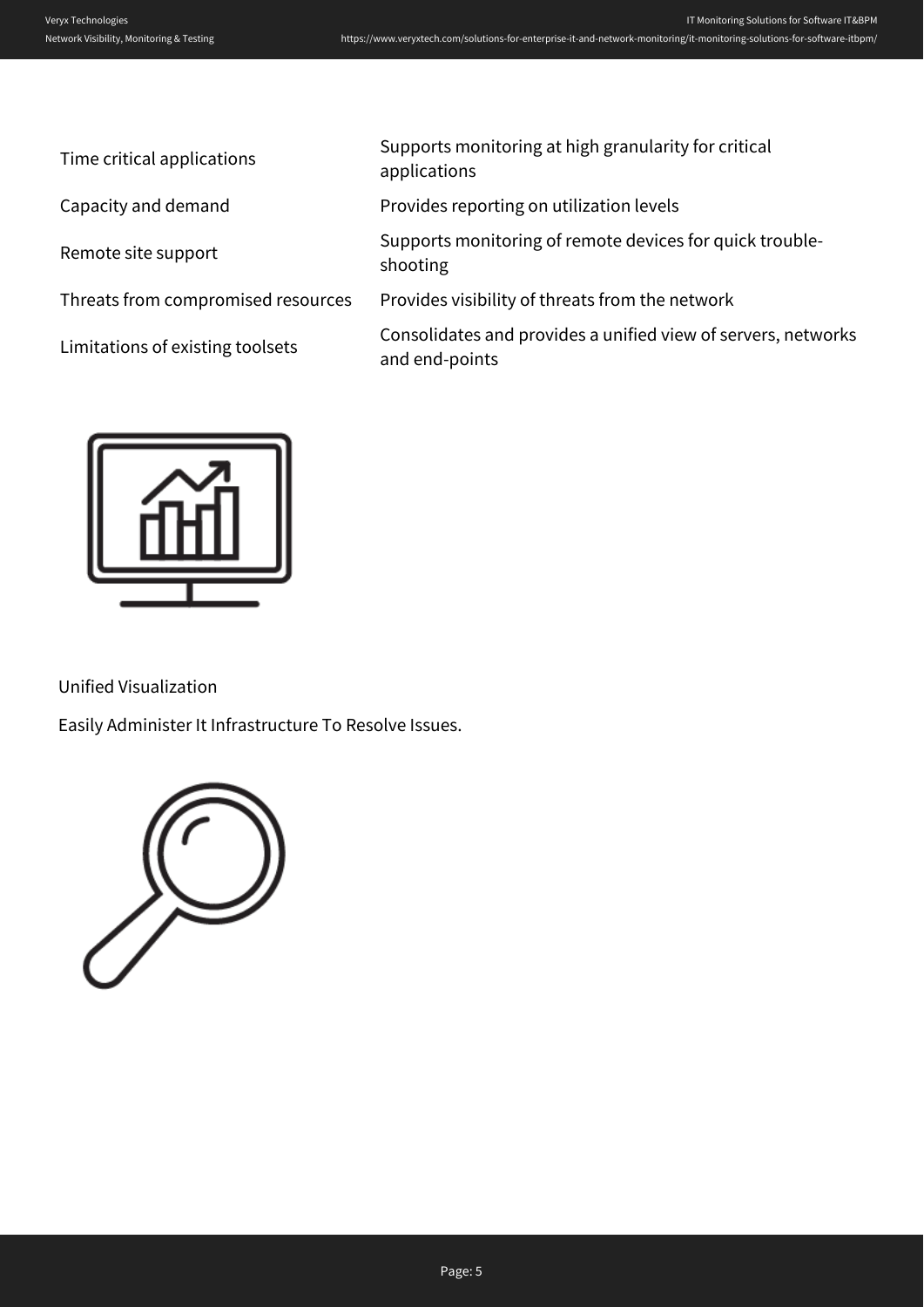| | |
|---|---|
| Time critical applications | Supports monitoring at high granularity for critical applications |
| Capacity and demand | Provides reporting on utilization levels |
| Remote site support | Supports monitoring of remote devices for quick trouble-shooting |
| Threats from compromised resources | Provides visibility of threats from the network |
| Limitations of existing toolsets | Consolidates and provides a unified view of servers, networks and end-points |

Unified Visualization

Easily Administer It Infrastructure To Resolve Issues.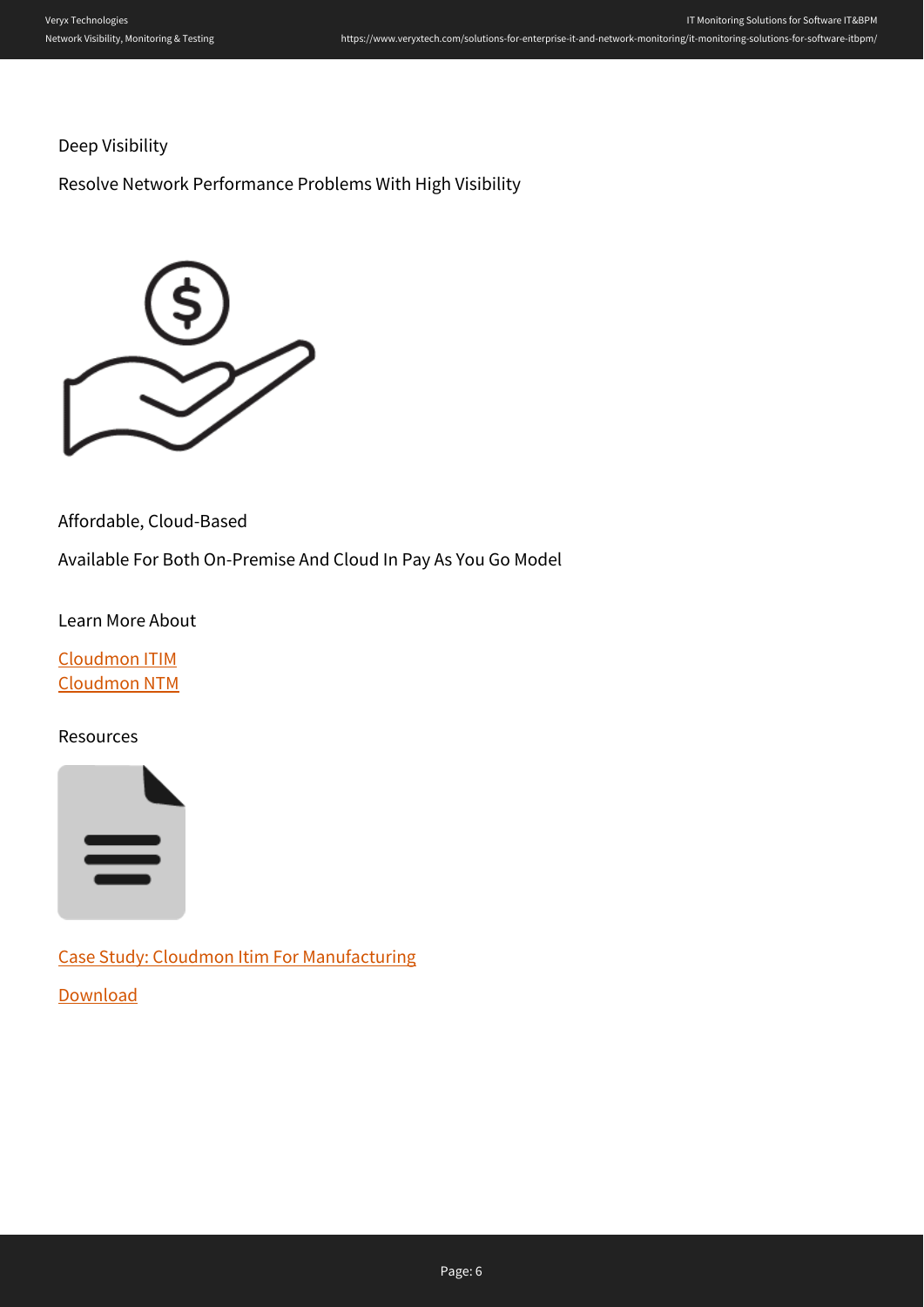Deep Visibility

Resolve Network Performance Problems With High Visibility

Affordable, Cloud-Based

Available For Both On-Premise And Cloud In Pay As You Go Model

Learn More About

[Cloudmon ITIM](#)
[Cloudmon NTM](#)

Resources

[Case Study: Cloudmon Itim For Manufacturing](#)

[Download](#)